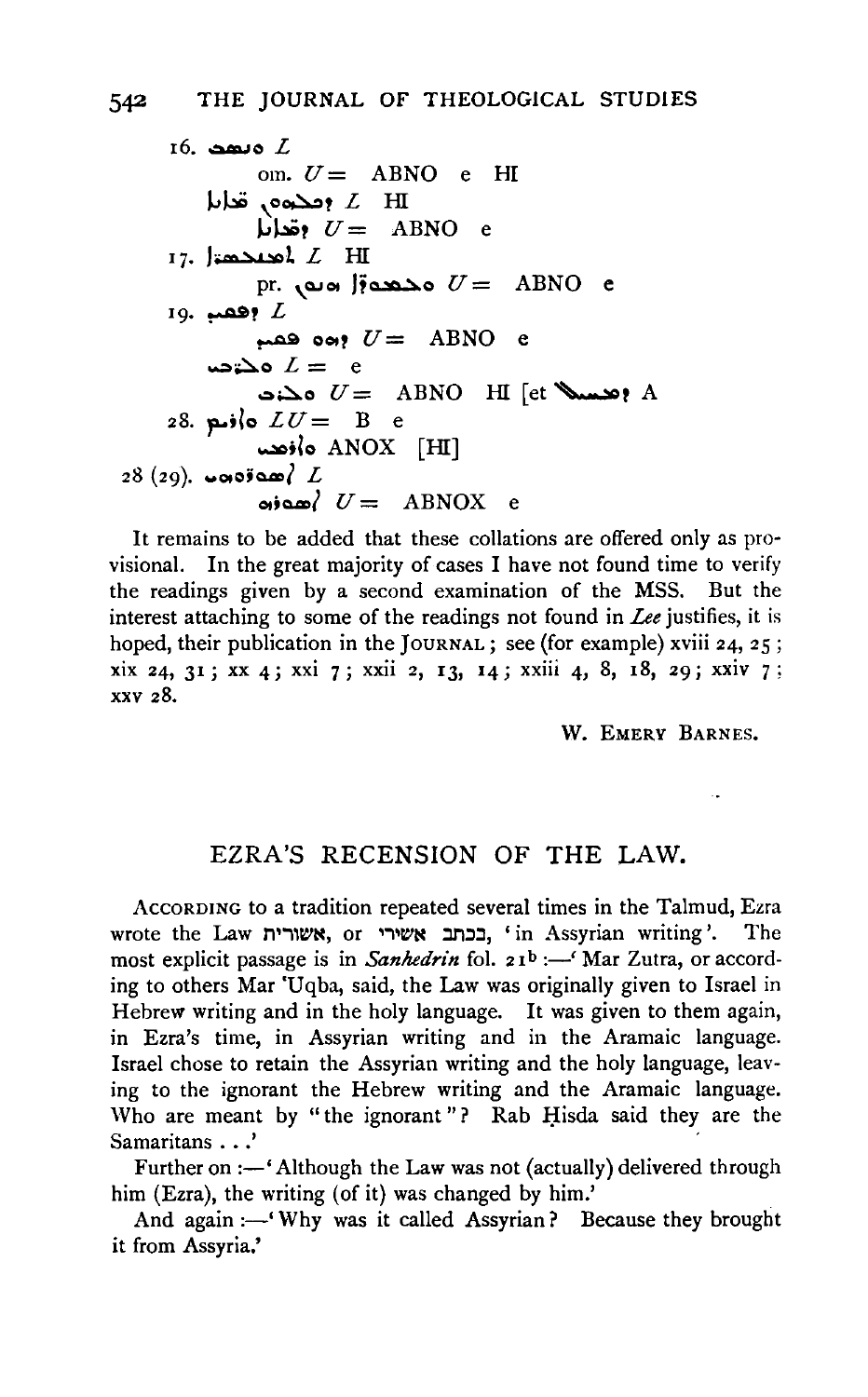16. ܘܚܘܒ *L*

  om. *U* = ABNO e HI

 ܕܚܠܬܗܘܢ ܩܕܡ *L* HI

  ܕܩܕܡ *U* = ABNO e

17. ܠܡܕܒܚܐ *L* HI

  pr. ܘܠܡܕܒܚܐ ܕܝܠܗܘܢ *U* = ABNO e

19. ܕܥܡܗ *L*

  ܕܗܘ ܥܡܗ *U* = ABNO e

 ܘܠܒܢܝ̈ܗ *L* = e

  ܘܠܒܢܘܗܝ *U* = ABNO HI [et ܕܥܡܗ A

28. ܘܐܬܪ *LU* = B e

  ܘܐܬܪܗ ANOX [HI]

28 (29). ܠܡܣܬܪܗܘܢ *L*

  ܠܡܣܬܪܗ *U* = ABNOX e

It remains to be added that these collations are offered only as provisional. In the great majority of cases I have not found time to verify the readings given by a second examination of the MSS. But the interest attaching to some of the readings not found in *Lee* justifies, it is hoped, their publication in the JOURNAL; see (for example) xviii 24, 25; xix 24, 31; xx 4; xxi 7; xxii 2, 13, 14; xxiii 4, 8, 18, 29; xxiv 7; xxv 28.

W. EMERY BARNES.

## EZRA'S RECENSION OF THE LAW.

ACCORDING to a tradition repeated several times in the Talmud, Ezra wrote the Law אשורית, or בכתב אשורי, 'in Assyrian writing'. The most explicit passage is in *Sanhedrin* fol. 21[b] :—'Mar Zutra, or according to others Mar 'Uqba, said, the Law was originally given to Israel in Hebrew writing and in the holy language. It was given to them again, in Ezra's time, in Assyrian writing and in the Aramaic language. Israel chose to retain the Assyrian writing and the holy language, leaving to the ignorant the Hebrew writing and the Aramaic language. Who are meant by "the ignorant"? Rab Ḥisda said they are the Samaritans . . .'

Further on :—'Although the Law was not (actually) delivered through him (Ezra), the writing (of it) was changed by him.'

And again :—'Why was it called Assyrian? Because they brought it from Assyria.'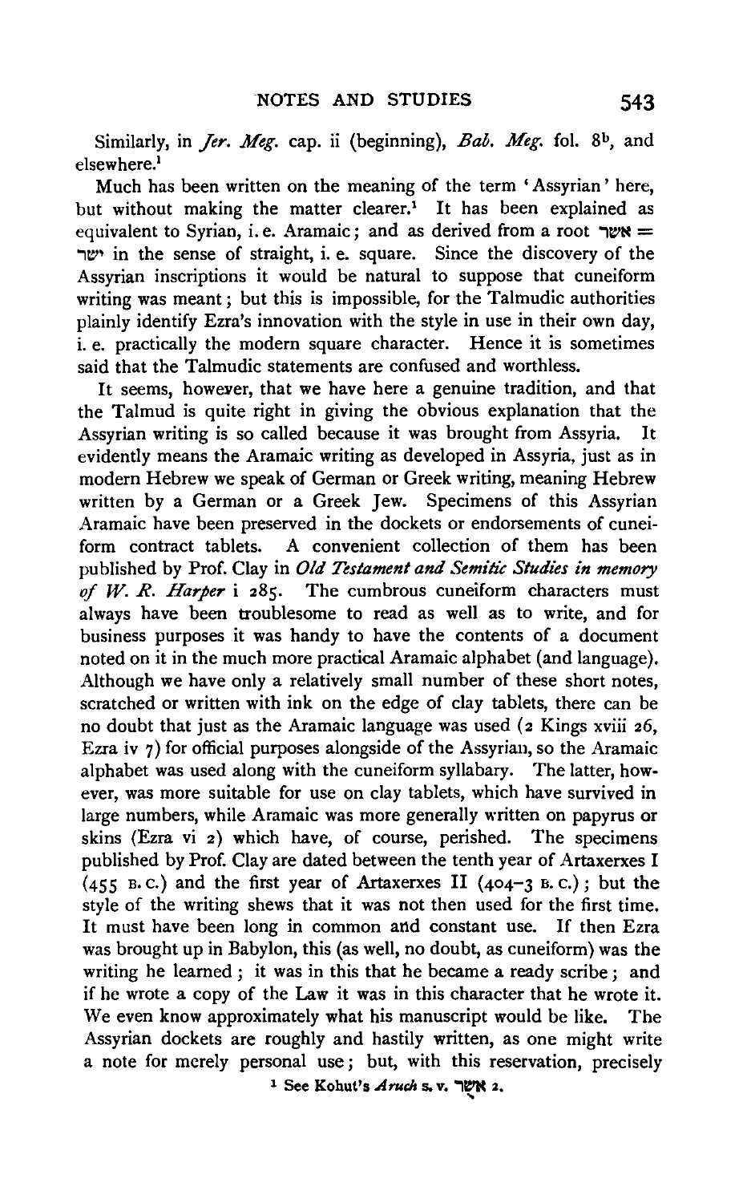Similarly, in *Jer. Meg.* cap. ii (beginning), *Bab. Meg.* fol. 8[b], and elsewhere.[1]

Much has been written on the meaning of the term 'Assyrian' here, but without making the matter clearer.[1] It has been explained as equivalent to Syrian, i. e. Aramaic; and as derived from a root אשר = ישר in the sense of straight, i. e. square. Since the discovery of the Assyrian inscriptions it would be natural to suppose that cuneiform writing was meant; but this is impossible, for the Talmudic authorities plainly identify Ezra's innovation with the style in use in their own day, i. e. practically the modern square character. Hence it is sometimes said that the Talmudic statements are confused and worthless.

It seems, however, that we have here a genuine tradition, and that the Talmud is quite right in giving the obvious explanation that the Assyrian writing is so called because it was brought from Assyria. It evidently means the Aramaic writing as developed in Assyria, just as in modern Hebrew we speak of German or Greek writing, meaning Hebrew written by a German or a Greek Jew. Specimens of this Assyrian Aramaic have been preserved in the dockets or endorsements of cuneiform contract tablets. A convenient collection of them has been published by Prof. Clay in *Old Testament and Semitic Studies in memory of W. R. Harper* i 285. The cumbrous cuneiform characters must always have been troublesome to read as well as to write, and for business purposes it was handy to have the contents of a document noted on it in the much more practical Aramaic alphabet (and language). Although we have only a relatively small number of these short notes, scratched or written with ink on the edge of clay tablets, there can be no doubt that just as the Aramaic language was used (2 Kings xviii 26, Ezra iv 7) for official purposes alongside of the Assyrian, so the Aramaic alphabet was used along with the cuneiform syllabary. The latter, however, was more suitable for use on clay tablets, which have survived in large numbers, while Aramaic was more generally written on papyrus or skins (Ezra vi 2) which have, of course, perished. The specimens published by Prof. Clay are dated between the tenth year of Artaxerxes I (455 B.C.) and the first year of Artaxerxes II (404–3 B.C.); but the style of the writing shews that it was not then used for the first time. It must have been long in common and constant use. If then Ezra was brought up in Babylon, this (as well, no doubt, as cuneiform) was the writing he learned; it was in this that he became a ready scribe; and if he wrote a copy of the Law it was in this character that he wrote it. We even know approximately what his manuscript would be like. The Assyrian dockets are roughly and hastily written, as one might write a note for merely personal use; but, with this reservation, precisely

[1] See Kohut's *Aruch* s. v. אַשֻּׁר 2.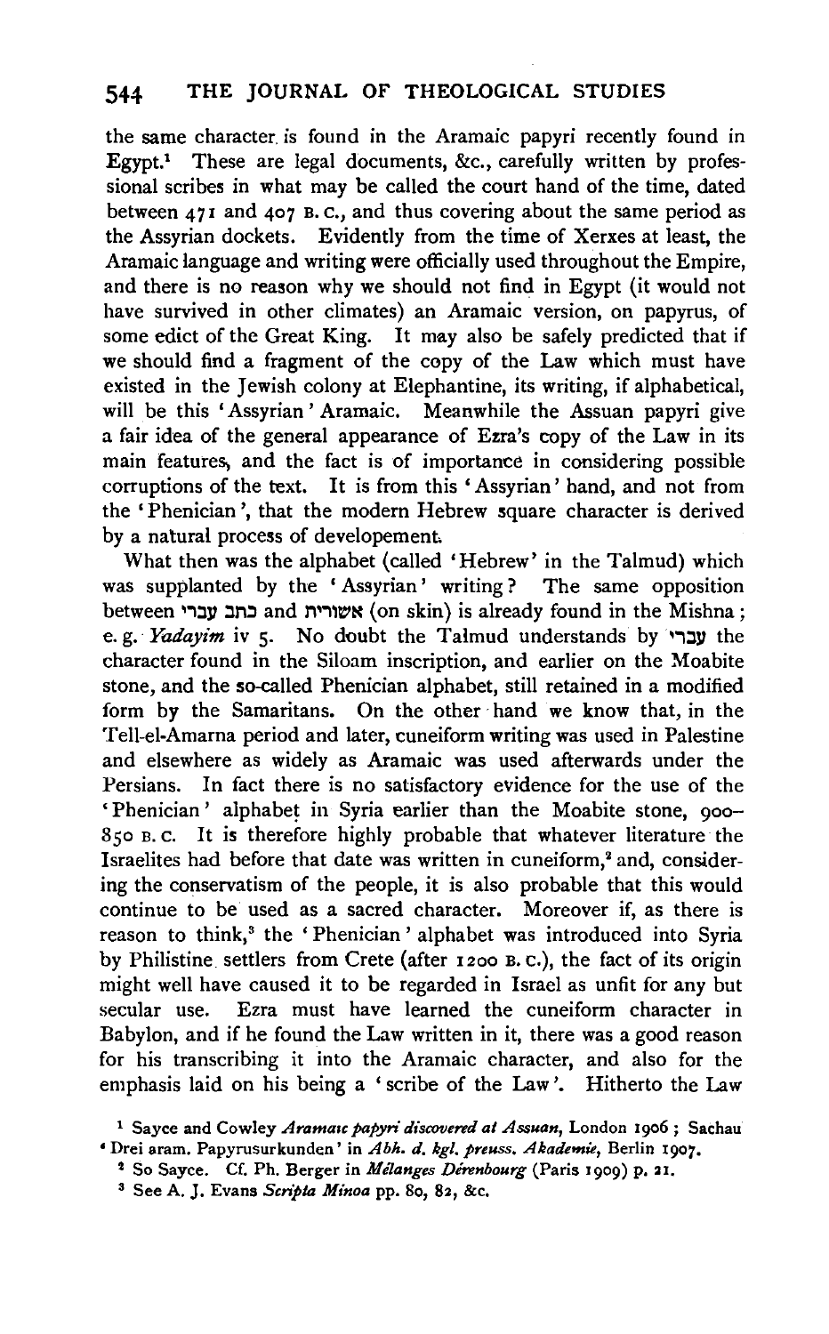the same character is found in the Aramaic papyri recently found in Egypt.[1] These are legal documents, &c., carefully written by professional scribes in what may be called the court hand of the time, dated between 471 and 407 B.C., and thus covering about the same period as the Assyrian dockets. Evidently from the time of Xerxes at least, the Aramaic language and writing were officially used throughout the Empire, and there is no reason why we should not find in Egypt (it would not have survived in other climates) an Aramaic version, on papyrus, of some edict of the Great King. It may also be safely predicted that if we should find a fragment of the copy of the Law which must have existed in the Jewish colony at Elephantine, its writing, if alphabetical, will be this 'Assyrian' Aramaic. Meanwhile the Assuan papyri give a fair idea of the general appearance of Ezra's copy of the Law in its main features, and the fact is of importance in considering possible corruptions of the text. It is from this 'Assyrian' hand, and not from the 'Phenician', that the modern Hebrew square character is derived by a natural process of developement.

What then was the alphabet (called 'Hebrew' in the Talmud) which was supplanted by the 'Assyrian' writing? The same opposition between כתב עברי and אשורית (on skin) is already found in the Mishna; e.g. *Yadayim* iv 5. No doubt the Talmud understands by עברי the character found in the Siloam inscription, and earlier on the Moabite stone, and the so-called Phenician alphabet, still retained in a modified form by the Samaritans. On the other hand we know that, in the Tell-el-Amarna period and later, cuneiform writing was used in Palestine and elsewhere as widely as Aramaic was used afterwards under the Persians. In fact there is no satisfactory evidence for the use of the 'Phenician' alphabet in Syria earlier than the Moabite stone, 900–850 B.C. It is therefore highly probable that whatever literature the Israelites had before that date was written in cuneiform,[2] and, considering the conservatism of the people, it is also probable that this would continue to be used as a sacred character. Moreover if, as there is reason to think,[3] the 'Phenician' alphabet was introduced into Syria by Philistine settlers from Crete (after 1200 B.C.), the fact of its origin might well have caused it to be regarded in Israel as unfit for any but secular use. Ezra must have learned the cuneiform character in Babylon, and if he found the Law written in it, there was a good reason for his transcribing it into the Aramaic character, and also for the emphasis laid on his being a 'scribe of the Law'. Hitherto the Law

[1] Sayce and Cowley *Aramaic papyri discovered at Assuan*, London 1906; Sachau 'Drei aram. Papyrusurkunden' in *Abh. d. kgl. preuss. Akademie*, Berlin 1907.

[2] So Sayce. Cf. Ph. Berger in *Mélanges Derenbourg* (Paris 1909) p. 21.

[3] See A. J. Evans *Scripta Minoa* pp. 80, 82, &c.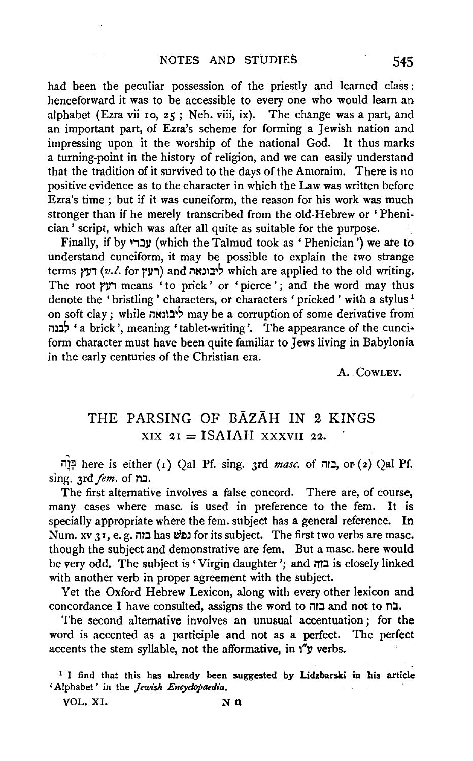had been the peculiar possession of the priestly and learned class: henceforward it was to be accessible to every one who would learn an alphabet (Ezra vii 10, 25; Neh. viii, ix). The change was a part, and an important part, of Ezra's scheme for forming a Jewish nation and impressing upon it the worship of the national God. It thus marks a turning-point in the history of religion, and we can easily understand that the tradition of it survived to the days of the Amoraim. There is no positive evidence as to the character in which the Law was written before Ezra's time; but if it was cuneiform, the reason for his work was much stronger than if he merely transcribed from the old-Hebrew or 'Phenician' script, which was after all quite as suitable for the purpose.

Finally, if by עברי (which the Talmud took as 'Phenician') we are to understand cuneiform, it may be possible to explain the two strange terms רעץ (*v.l.* for דעץ) and ליבונאה which are applied to the old writing. The root רעץ means 'to prick' or 'pierce'; and the word may thus denote the 'bristling' characters, or characters 'pricked' with a stylus[1] on soft clay; while ליבונאה may be a corruption of some derivative from לבנה 'a brick', meaning 'tablet-writing'. The appearance of the cuneiform character must have been quite familiar to Jews living in Babylonia in the early centuries of the Christian era.

A. COWLEY.

## THE PARSING OF BĀZĀH IN 2 KINGS XIX 21 = ISAIAH XXXVII 22.

בָּזָה here is either (1) Qal Pf. sing. 3rd *masc.* of בזה, or (2) Qal Pf. sing. 3rd *fem.* of בוז.

The first alternative involves a false concord. There are, of course, many cases where masc. is used in preference to the fem. It is specially appropriate where the fem. subject has a general reference. In Num. xv 31, e.g. בזה has נפש for its subject. The first two verbs are masc. though the subject and demonstrative are fem. But a masc. here would be very odd. The subject is 'Virgin daughter'; and בזה is closely linked with another verb in proper agreement with the subject.

Yet the Oxford Hebrew Lexicon, along with every other lexicon and concordance I have consulted, assigns the word to בזה and not to בוז.

The second alternative involves an unusual accentuation; for the word is accented as a participle and not as a perfect. The perfect accents the stem syllable, not the afformative, in ע״ו verbs.

[1] I find that this has already been suggested by Lidzbarski in his article 'Alphabet' in the *Jewish Encyclopaedia*.